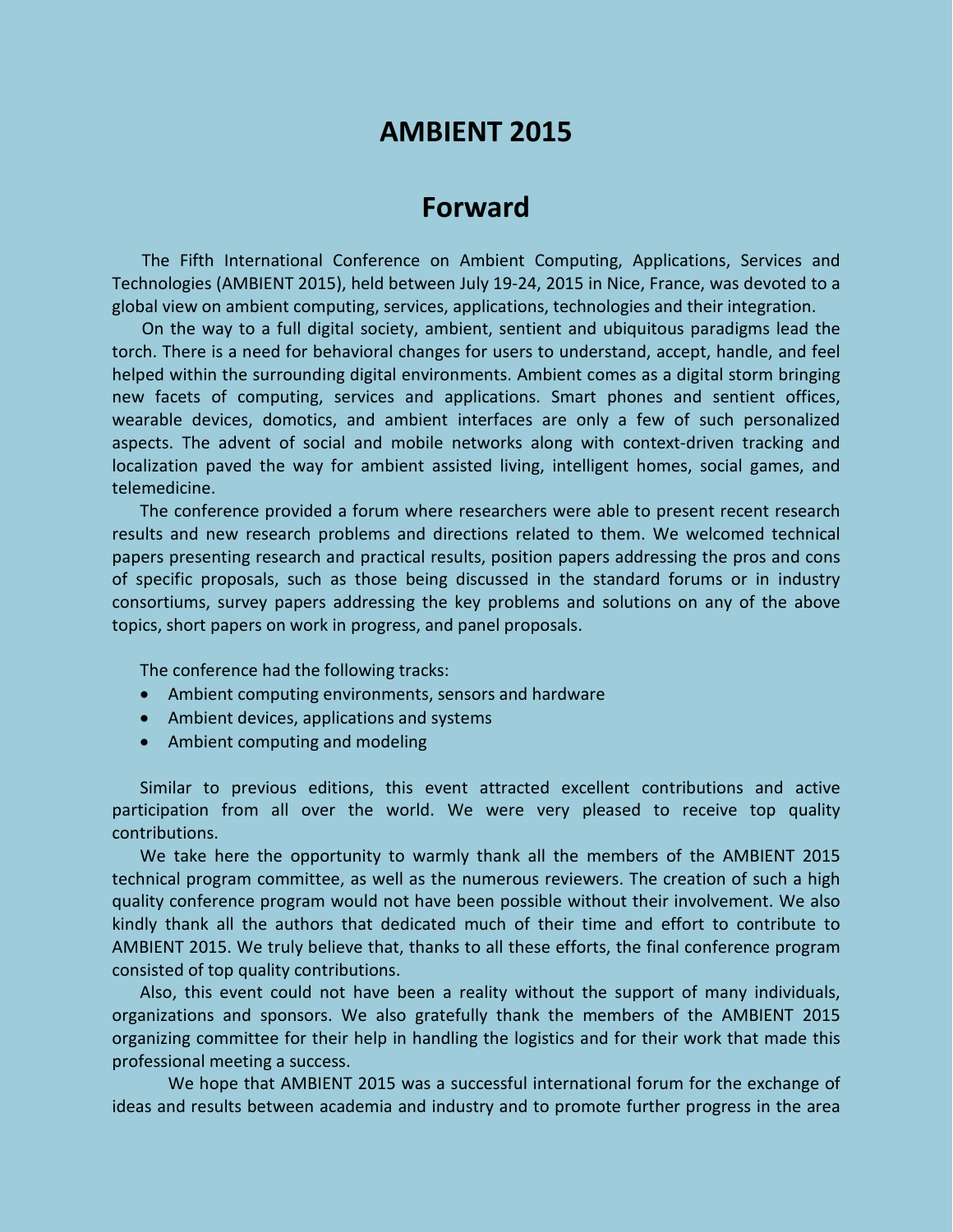# AMBIENT 2015

## Forward

The Fifth International Conference on Ambient Computing, Applications, Services and Technologies (AMBIENT 2015), held between July 19-24, 2015 in Nice, France, was devoted to a global view on ambient computing, services, applications, technologies and their integration.

On the way to a full digital society, ambient, sentient and ubiquitous paradigms lead the torch. There is a need for behavioral changes for users to understand, accept, handle, and feel helped within the surrounding digital environments. Ambient comes as a digital storm bringing new facets of computing, services and applications. Smart phones and sentient offices, wearable devices, domotics, and ambient interfaces are only a few of such personalized aspects. The advent of social and mobile networks along with context-driven tracking and localization paved the way for ambient assisted living, intelligent homes, social games, and telemedicine.

The conference provided a forum where researchers were able to present recent research results and new research problems and directions related to them. We welcomed technical papers presenting research and practical results, position papers addressing the pros and cons of specific proposals, such as those being discussed in the standard forums or in industry consortiums, survey papers addressing the key problems and solutions on any of the above topics, short papers on work in progress, and panel proposals.

The conference had the following tracks:

- Ambient computing environments, sensors and hardware
- Ambient devices, applications and systems
- Ambient computing and modeling

Similar to previous editions, this event attracted excellent contributions and active participation from all over the world. We were very pleased to receive top quality contributions.

We take here the opportunity to warmly thank all the members of the AMBIENT 2015 technical program committee, as well as the numerous reviewers. The creation of such a high quality conference program would not have been possible without their involvement. We also kindly thank all the authors that dedicated much of their time and effort to contribute to AMBIENT 2015. We truly believe that, thanks to all these efforts, the final conference program consisted of top quality contributions.

Also, this event could not have been a reality without the support of many individuals, organizations and sponsors. We also gratefully thank the members of the AMBIENT 2015 organizing committee for their help in handling the logistics and for their work that made this professional meeting a success.

We hope that AMBIENT 2015 was a successful international forum for the exchange of ideas and results between academia and industry and to promote further progress in the area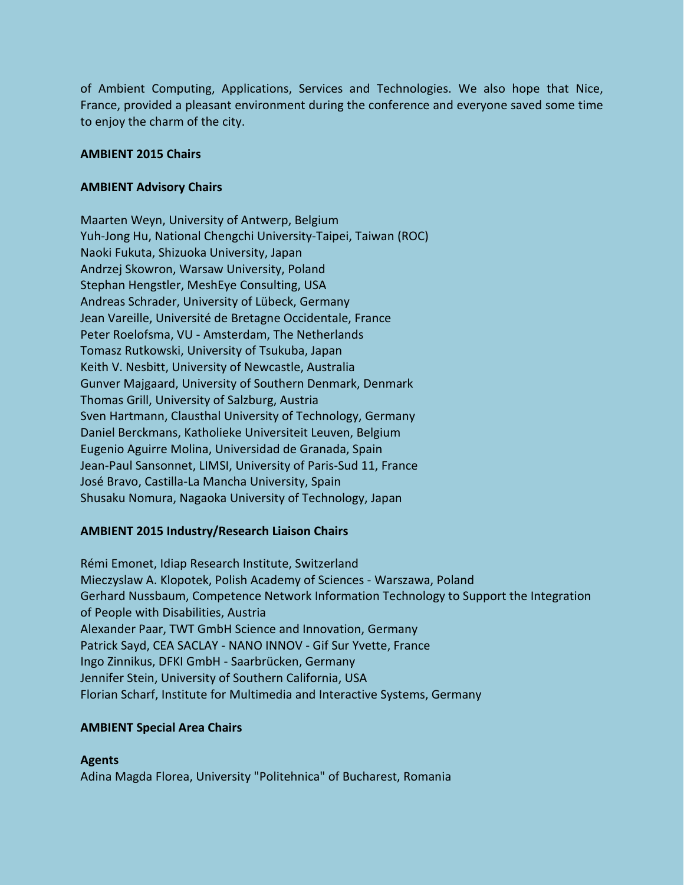of Ambient Computing, Applications, Services and Technologies. We also hope that Nice, France, provided a pleasant environment during the conference and everyone saved some time to enjoy the charm of the city.

**AMBIENT 2015 Chairs**

**AMBIENT Advisory Chairs**

Maarten Weyn, University of Antwerp, Belgium
Yuh-Jong Hu, National Chengchi University-Taipei, Taiwan (ROC)
Naoki Fukuta, Shizuoka University, Japan
Andrzej Skowron, Warsaw University, Poland
Stephan Hengstler, MeshEye Consulting, USA
Andreas Schrader, University of Lübeck, Germany
Jean Vareille, Université de Bretagne Occidentale, France
Peter Roelofsma, VU - Amsterdam, The Netherlands
Tomasz Rutkowski, University of Tsukuba, Japan
Keith V. Nesbitt, University of Newcastle, Australia
Gunver Majgaard, University of Southern Denmark, Denmark
Thomas Grill, University of Salzburg, Austria
Sven Hartmann, Clausthal University of Technology, Germany
Daniel Berckmans, Katholieke Universiteit Leuven, Belgium
Eugenio Aguirre Molina, Universidad de Granada, Spain
Jean-Paul Sansonnet, LIMSI, University of Paris-Sud 11, France
José Bravo, Castilla-La Mancha University, Spain
Shusaku Nomura, Nagaoka University of Technology, Japan

**AMBIENT 2015 Industry/Research Liaison Chairs**

Rémi Emonet, Idiap Research Institute, Switzerland
Mieczyslaw A. Klopotek, Polish Academy of Sciences - Warszawa, Poland
Gerhard Nussbaum, Competence Network Information Technology to Support the Integration of People with Disabilities, Austria
Alexander Paar, TWT GmbH Science and Innovation, Germany
Patrick Sayd, CEA SACLAY - NANO INNOV - Gif Sur Yvette, France
Ingo Zinnikus, DFKI GmbH - Saarbrücken, Germany
Jennifer Stein, University of Southern California, USA
Florian Scharf, Institute for Multimedia and Interactive Systems, Germany

**AMBIENT Special Area Chairs**

**Agents**
Adina Magda Florea, University "Politehnica" of Bucharest, Romania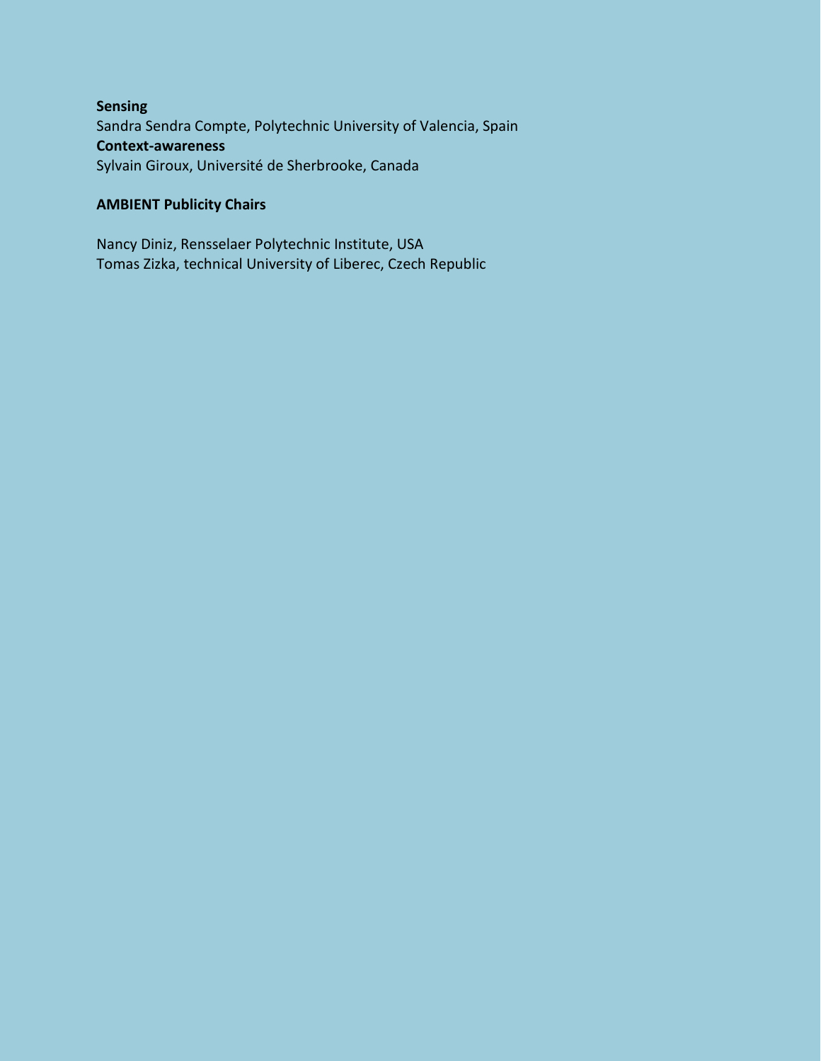**Sensing**
Sandra Sendra Compte, Polytechnic University of Valencia, Spain
**Context-awareness**
Sylvain Giroux, Université de Sherbrooke, Canada

**AMBIENT Publicity Chairs**

Nancy Diniz, Rensselaer Polytechnic Institute, USA
Tomas Zizka, technical University of Liberec, Czech Republic